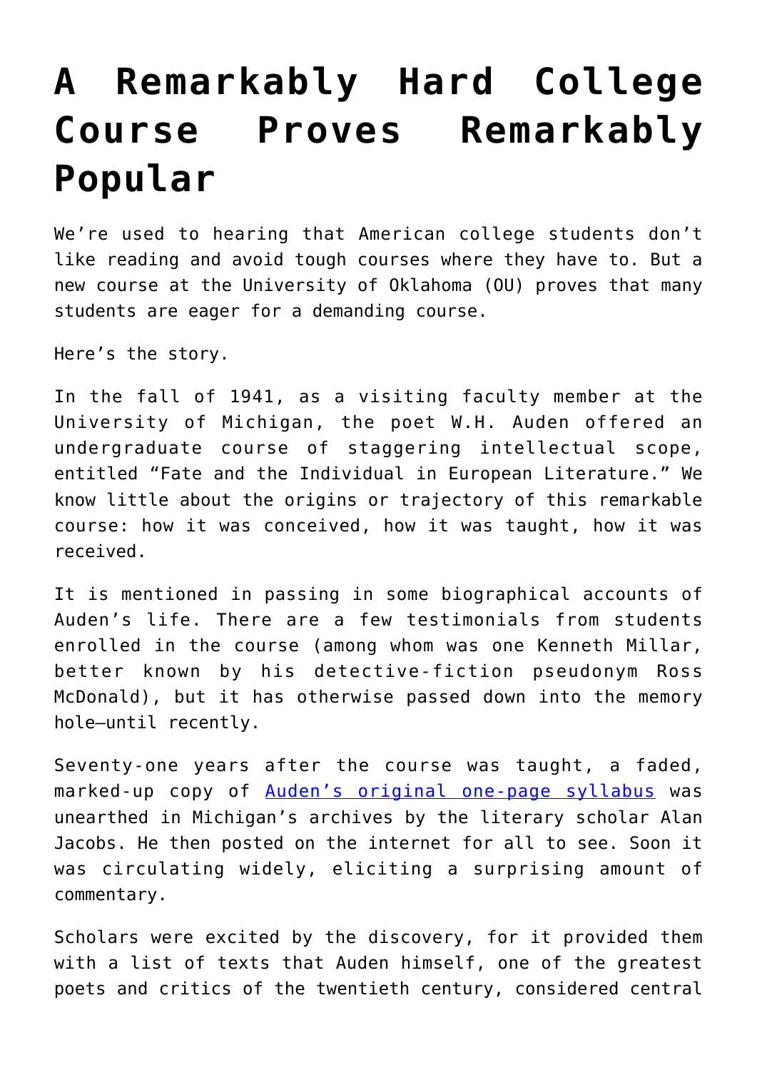# A Remarkably Hard College Course Proves Remarkably Popular

We're used to hearing that American college students don't like reading and avoid tough courses where they have to. But a new course at the University of Oklahoma (OU) proves that many students are eager for a demanding course.

Here's the story.

In the fall of 1941, as a visiting faculty member at the University of Michigan, the poet W.H. Auden offered an undergraduate course of staggering intellectual scope, entitled "Fate and the Individual in European Literature." We know little about the origins or trajectory of this remarkable course: how it was conceived, how it was taught, how it was received.

It is mentioned in passing in some biographical accounts of Auden's life. There are a few testimonials from students enrolled in the course (among whom was one Kenneth Millar, better known by his detective-fiction pseudonym Ross McDonald), but it has otherwise passed down into the memory hole—until recently.

Seventy-one years after the course was taught, a faded, marked-up copy of [Auden's original one-page syllabus] was unearthed in Michigan's archives by the literary scholar Alan Jacobs. He then posted on the internet for all to see. Soon it was circulating widely, eliciting a surprising amount of commentary.

Scholars were excited by the discovery, for it provided them with a list of texts that Auden himself, one of the greatest poets and critics of the twentieth century, considered central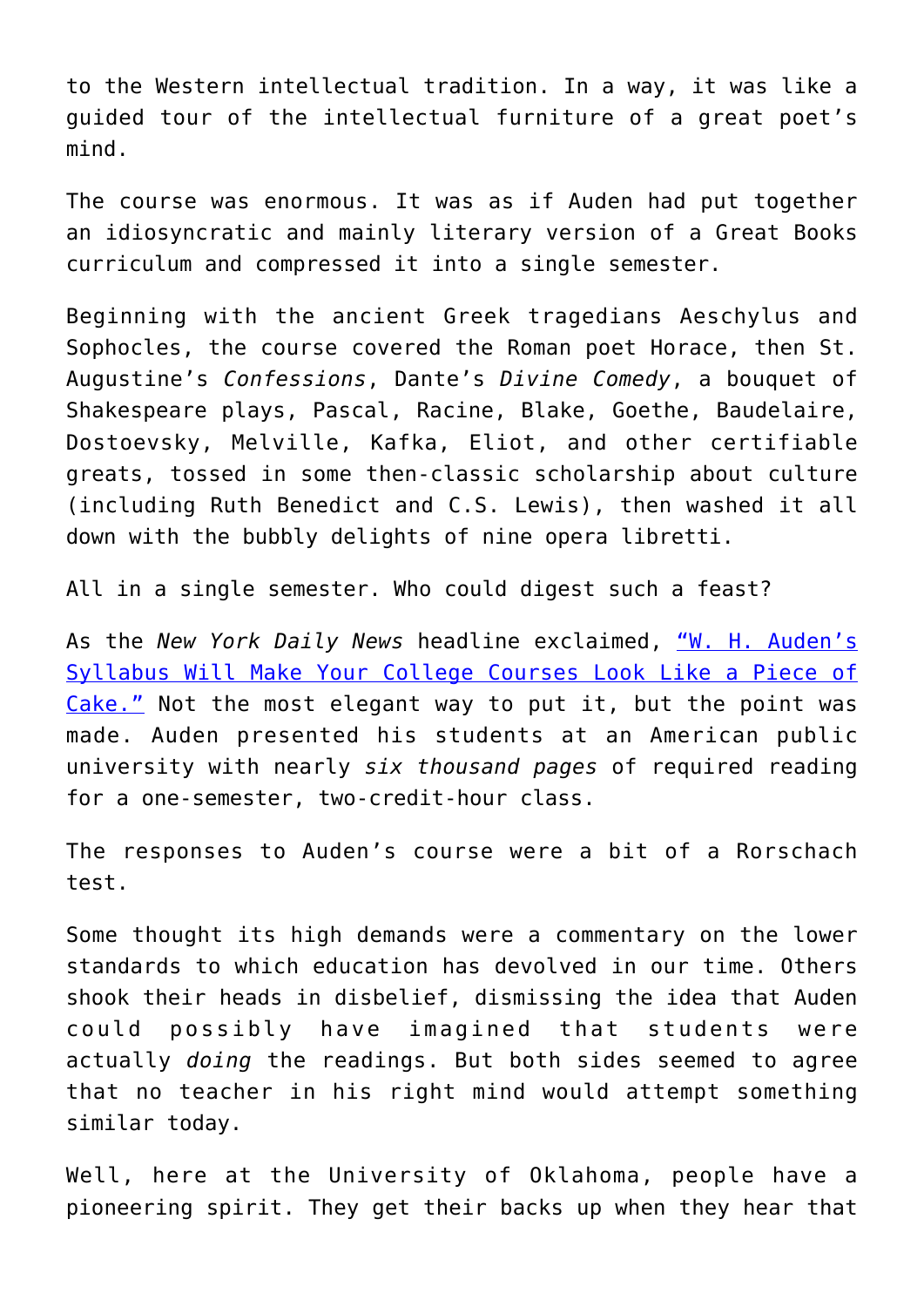to the Western intellectual tradition. In a way, it was like a guided tour of the intellectual furniture of a great poet's mind.

The course was enormous. It was as if Auden had put together an idiosyncratic and mainly literary version of a Great Books curriculum and compressed it into a single semester.

Beginning with the ancient Greek tragedians Aeschylus and Sophocles, the course covered the Roman poet Horace, then St. Augustine's *Confessions*, Dante's *Divine Comedy*, a bouquet of Shakespeare plays, Pascal, Racine, Blake, Goethe, Baudelaire, Dostoevsky, Melville, Kafka, Eliot, and other certifiable greats, tossed in some then-classic scholarship about culture (including Ruth Benedict and C.S. Lewis), then washed it all down with the bubbly delights of nine opera libretti.

All in a single semester. Who could digest such a feast?

As the *New York Daily News* headline exclaimed, "W. H. Auden's Syllabus Will Make Your College Courses Look Like a Piece of Cake." Not the most elegant way to put it, but the point was made. Auden presented his students at an American public university with nearly *six thousand pages* of required reading for a one-semester, two-credit-hour class.

The responses to Auden's course were a bit of a Rorschach test.

Some thought its high demands were a commentary on the lower standards to which education has devolved in our time. Others shook their heads in disbelief, dismissing the idea that Auden could possibly have imagined that students were actually *doing* the readings. But both sides seemed to agree that no teacher in his right mind would attempt something similar today.

Well, here at the University of Oklahoma, people have a pioneering spirit. They get their backs up when they hear that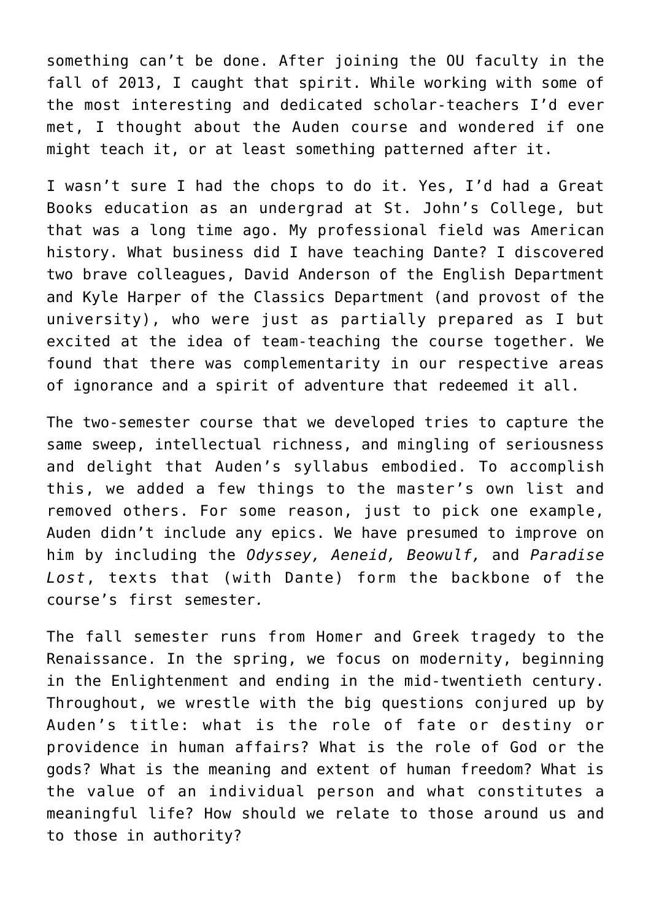something can't be done. After joining the OU faculty in the fall of 2013, I caught that spirit. While working with some of the most interesting and dedicated scholar-teachers I'd ever met, I thought about the Auden course and wondered if one might teach it, or at least something patterned after it.

I wasn't sure I had the chops to do it. Yes, I'd had a Great Books education as an undergrad at St. John's College, but that was a long time ago. My professional field was American history. What business did I have teaching Dante? I discovered two brave colleagues, David Anderson of the English Department and Kyle Harper of the Classics Department (and provost of the university), who were just as partially prepared as I but excited at the idea of team-teaching the course together. We found that there was complementarity in our respective areas of ignorance and a spirit of adventure that redeemed it all.

The two-semester course that we developed tries to capture the same sweep, intellectual richness, and mingling of seriousness and delight that Auden's syllabus embodied. To accomplish this, we added a few things to the master's own list and removed others. For some reason, just to pick one example, Auden didn't include any epics. We have presumed to improve on him by including the *Odyssey, Aeneid, Beowulf,* and *Paradise Lost*, texts that (with Dante) form the backbone of the course's first semester.

The fall semester runs from Homer and Greek tragedy to the Renaissance. In the spring, we focus on modernity, beginning in the Enlightenment and ending in the mid-twentieth century. Throughout, we wrestle with the big questions conjured up by Auden's title: what is the role of fate or destiny or providence in human affairs? What is the role of God or the gods? What is the meaning and extent of human freedom? What is the value of an individual person and what constitutes a meaningful life? How should we relate to those around us and to those in authority?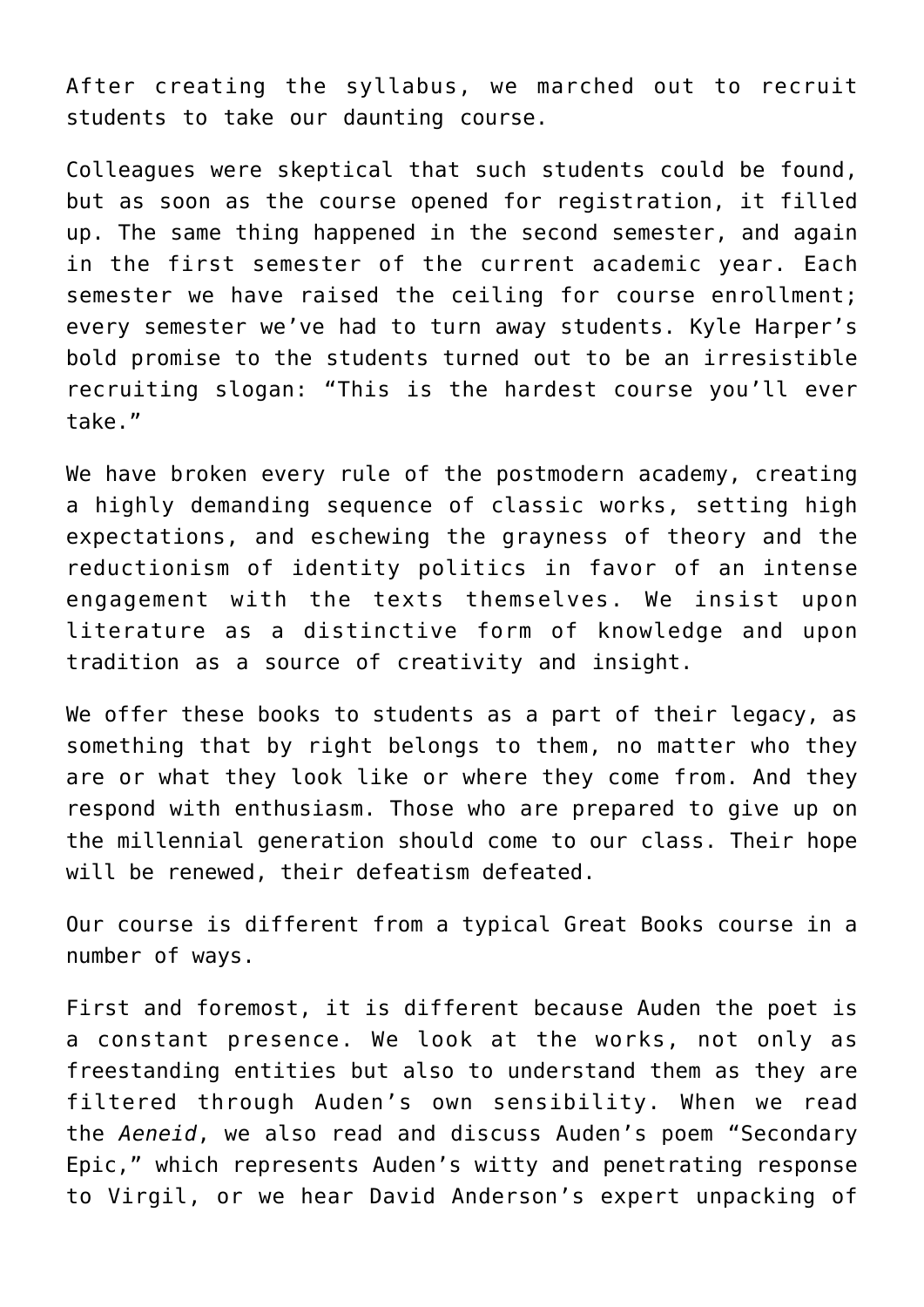After creating the syllabus, we marched out to recruit students to take our daunting course.

Colleagues were skeptical that such students could be found, but as soon as the course opened for registration, it filled up. The same thing happened in the second semester, and again in the first semester of the current academic year. Each semester we have raised the ceiling for course enrollment; every semester we've had to turn away students. Kyle Harper's bold promise to the students turned out to be an irresistible recruiting slogan: "This is the hardest course you'll ever take."

We have broken every rule of the postmodern academy, creating a highly demanding sequence of classic works, setting high expectations, and eschewing the grayness of theory and the reductionism of identity politics in favor of an intense engagement with the texts themselves. We insist upon literature as a distinctive form of knowledge and upon tradition as a source of creativity and insight.

We offer these books to students as a part of their legacy, as something that by right belongs to them, no matter who they are or what they look like or where they come from. And they respond with enthusiasm. Those who are prepared to give up on the millennial generation should come to our class. Their hope will be renewed, their defeatism defeated.

Our course is different from a typical Great Books course in a number of ways.

First and foremost, it is different because Auden the poet is a constant presence. We look at the works, not only as freestanding entities but also to understand them as they are filtered through Auden's own sensibility. When we read the *Aeneid*, we also read and discuss Auden's poem "Secondary Epic," which represents Auden's witty and penetrating response to Virgil, or we hear David Anderson's expert unpacking of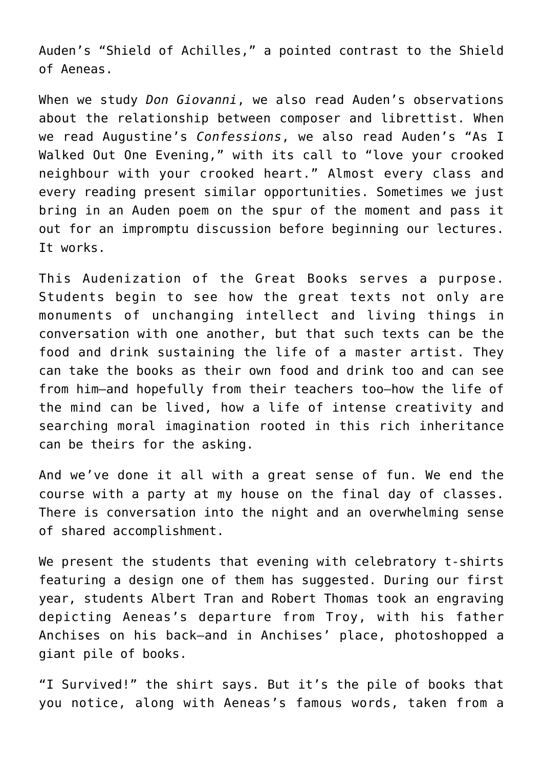Auden's "Shield of Achilles," a pointed contrast to the Shield of Aeneas.

When we study *Don Giovanni*, we also read Auden's observations about the relationship between composer and librettist. When we read Augustine's *Confessions*, we also read Auden's "As I Walked Out One Evening," with its call to "love your crooked neighbour with your crooked heart." Almost every class and every reading present similar opportunities. Sometimes we just bring in an Auden poem on the spur of the moment and pass it out for an impromptu discussion before beginning our lectures. It works.

This Audenization of the Great Books serves a purpose. Students begin to see how the great texts not only are monuments of unchanging intellect and living things in conversation with one another, but that such texts can be the food and drink sustaining the life of a master artist. They can take the books as their own food and drink too and can see from him—and hopefully from their teachers too—how the life of the mind can be lived, how a life of intense creativity and searching moral imagination rooted in this rich inheritance can be theirs for the asking.

And we've done it all with a great sense of fun. We end the course with a party at my house on the final day of classes. There is conversation into the night and an overwhelming sense of shared accomplishment.

We present the students that evening with celebratory t-shirts featuring a design one of them has suggested. During our first year, students Albert Tran and Robert Thomas took an engraving depicting Aeneas's departure from Troy, with his father Anchises on his back—and in Anchises' place, photoshopped a giant pile of books.

"I Survived!" the shirt says. But it's the pile of books that you notice, along with Aeneas's famous words, taken from a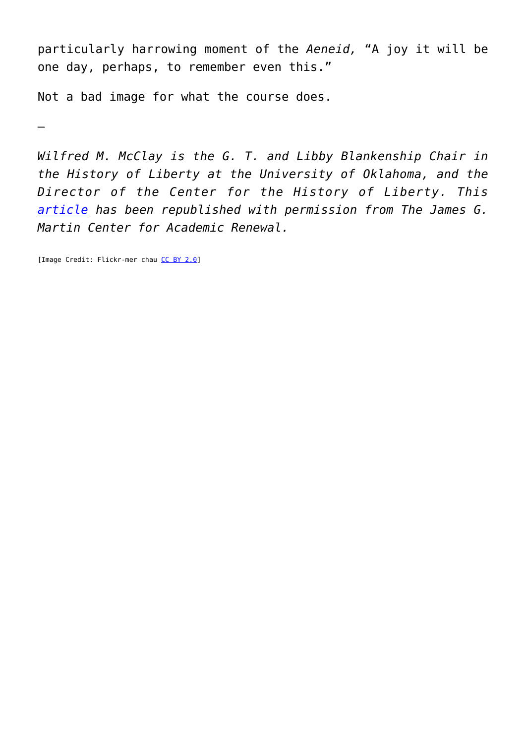particularly harrowing moment of the *Aeneid,* “A joy it will be one day, perhaps, to remember even this.”

Not a bad image for what the course does.

—

*Wilfred M. McClay is the G. T. and Libby Blankenship Chair in the History of Liberty at the University of Oklahoma, and the Director of the Center for the History of Liberty. This article has been republished with permission from The James G. Martin Center for Academic Renewal.*

[Image Credit: Flickr-mer chau CC BY 2.0]